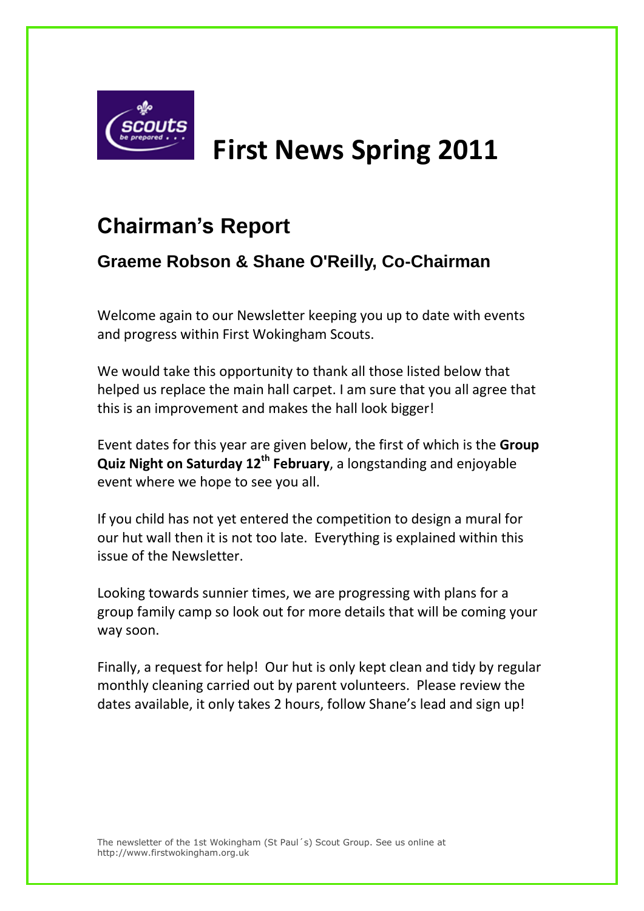# First News Spring 2011

## Chairman's Report

### Graeme Robson & Shane O'Reilly, Co-Chairman

Welcome again to our Newsletter keeping you up to date with events and progress within First Wokingham Scouts.

We would take this opportunity to thank all those listed below that helped us replace the main hall carpet. I am sure that you all agree that this is an improvement and makes the hall look bigger!

Event dates for this year are given below, the first of which is the **Group Quiz Night on Saturday 12th February**, a longstanding and enjoyable event where we hope to see you all.

If you child has not yet entered the competition to design a mural for our hut wall then it is not too late. Everything is explained within this issue of the Newsletter.

Looking towards sunnier times, we are progressing with plans for a group family camp so look out for more details that will be coming your way soon.

Finally, a request for help! Our hut is only kept clean and tidy by regular monthly cleaning carried out by parent volunteers. Please review the dates available, it only takes 2 hours, follow Shane's lead and sign up!

The newsletter of the 1st Wokingham (St Paul´s) Scout Group. See us online at http://www.firstwokingham.org.uk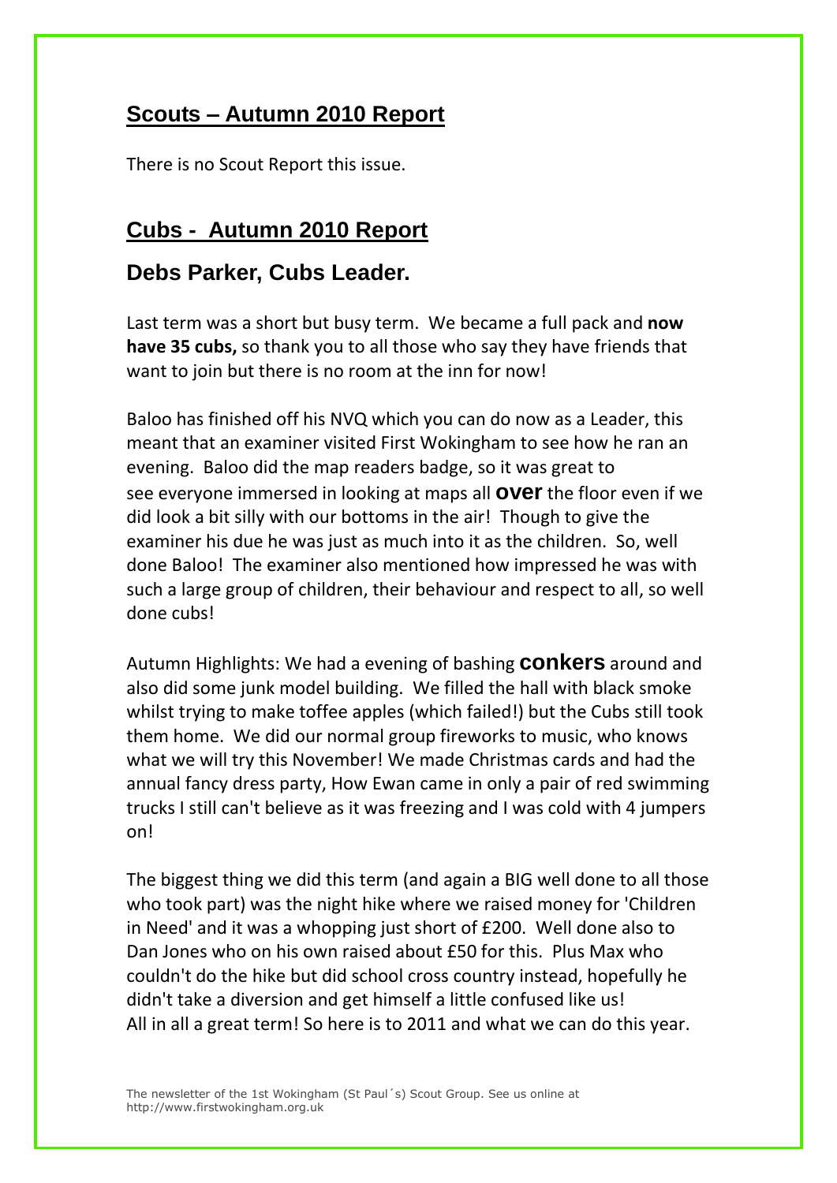## Scouts – Autumn 2010 Report

There is no Scout Report this issue.

## Cubs - Autumn 2010 Report

### Debs Parker, Cubs Leader.

Last term was a short but busy term. We became a full pack and **now have 35 cubs,** so thank you to all those who say they have friends that want to join but there is no room at the inn for now!

Baloo has finished off his NVQ which you can do now as a Leader, this meant that an examiner visited First Wokingham to see how he ran an evening. Baloo did the map readers badge, so it was great to see everyone immersed in looking at maps all **over** the floor even if we did look a bit silly with our bottoms in the air! Though to give the examiner his due he was just as much into it as the children. So, well done Baloo! The examiner also mentioned how impressed he was with such a large group of children, their behaviour and respect to all, so well done cubs!

Autumn Highlights: We had a evening of bashing **conkers** around and also did some junk model building. We filled the hall with black smoke whilst trying to make toffee apples (which failed!) but the Cubs still took them home. We did our normal group fireworks to music, who knows what we will try this November! We made Christmas cards and had the annual fancy dress party, How Ewan came in only a pair of red swimming trucks I still can't believe as it was freezing and I was cold with 4 jumpers on!

The biggest thing we did this term (and again a BIG well done to all those who took part) was the night hike where we raised money for 'Children in Need' and it was a whopping just short of £200. Well done also to Dan Jones who on his own raised about £50 for this. Plus Max who couldn't do the hike but did school cross country instead, hopefully he didn't take a diversion and get himself a little confused like us!
All in all a great term! So here is to 2011 and what we can do this year.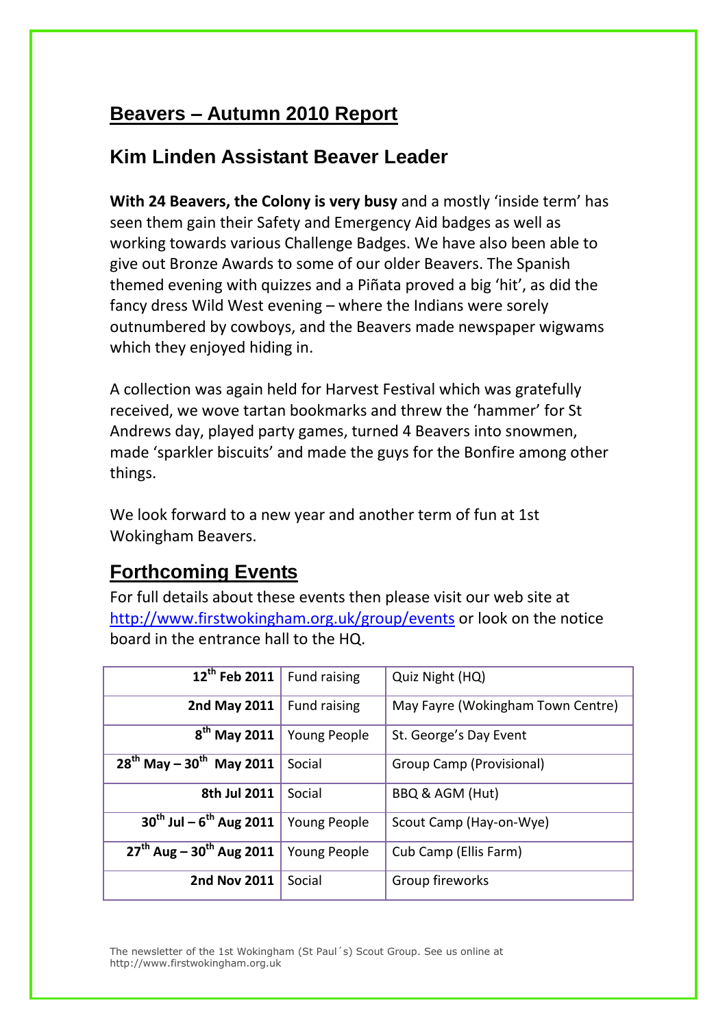## Beavers – Autumn 2010 Report

### Kim Linden Assistant Beaver Leader

**With 24 Beavers, the Colony is very busy** and a mostly 'inside term' has seen them gain their Safety and Emergency Aid badges as well as working towards various Challenge Badges. We have also been able to give out Bronze Awards to some of our older Beavers. The Spanish themed evening with quizzes and a Piñata proved a big 'hit', as did the fancy dress Wild West evening – where the Indians were sorely outnumbered by cowboys, and the Beavers made newspaper wigwams which they enjoyed hiding in.

A collection was again held for Harvest Festival which was gratefully received, we wove tartan bookmarks and threw the 'hammer' for St Andrews day, played party games, turned 4 Beavers into snowmen, made 'sparkler biscuits' and made the guys for the Bonfire among other things.

We look forward to a new year and another term of fun at 1st Wokingham Beavers.

## Forthcoming Events

For full details about these events then please visit our web site at http://www.firstwokingham.org.uk/group/events or look on the notice board in the entrance hall to the HQ.

| | | |
|---|---|---|
| **12th Feb 2011** | Fund raising | Quiz Night (HQ) |
| **2nd May 2011** | Fund raising | May Fayre (Wokingham Town Centre) |
| **8th May 2011** | Young People | St. George's Day Event |
| **28th May – 30th May 2011** | Social | Group Camp (Provisional) |
| **8th Jul 2011** | Social | BBQ & AGM (Hut) |
| **30th Jul – 6th Aug 2011** | Young People | Scout Camp (Hay-on-Wye) |
| **27th Aug – 30th Aug 2011** | Young People | Cub Camp (Ellis Farm) |
| **2nd Nov 2011** | Social | Group fireworks |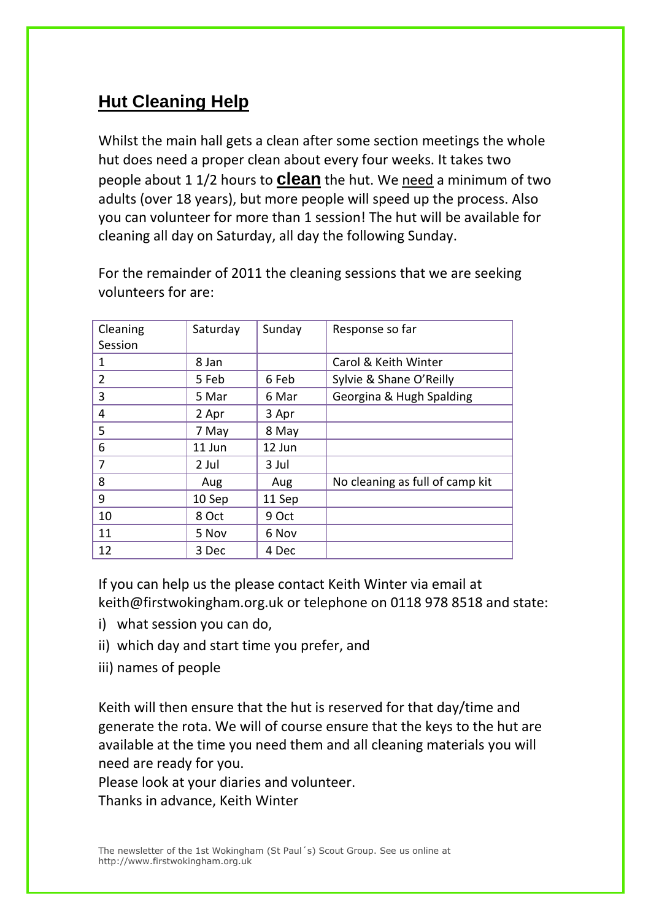## Hut Cleaning Help

Whilst the main hall gets a clean after some section meetings the whole hut does need a proper clean about every four weeks. It takes two people about 1 1/2 hours to **clean** the hut. We <u>need</u> a minimum of two adults (over 18 years), but more people will speed up the process. Also you can volunteer for more than 1 session! The hut will be available for cleaning all day on Saturday, all day the following Sunday.

For the remainder of 2011 the cleaning sessions that we are seeking volunteers for are:

| Cleaning Session | Saturday | Sunday | Response so far |
|---|---|---|---|
| 1 | 8 Jan | | Carol & Keith Winter |
| 2 | 5 Feb | 6 Feb | Sylvie & Shane O'Reilly |
| 3 | 5 Mar | 6 Mar | Georgina & Hugh Spalding |
| 4 | 2 Apr | 3 Apr | |
| 5 | 7 May | 8 May | |
| 6 | 11 Jun | 12 Jun | |
| 7 | 2 Jul | 3 Jul | |
| 8 | Aug | Aug | No cleaning as full of camp kit |
| 9 | 10 Sep | 11 Sep | |
| 10 | 8 Oct | 9 Oct | |
| 11 | 5 Nov | 6 Nov | |
| 12 | 3 Dec | 4 Dec | |

If you can help us the please contact Keith Winter via email at keith@firstwokingham.org.uk or telephone on 0118 978 8518 and state:

i) what session you can do,

ii) which day and start time you prefer, and

iii) names of people

Keith will then ensure that the hut is reserved for that day/time and generate the rota. We will of course ensure that the keys to the hut are available at the time you need them and all cleaning materials you will need are ready for you.

Please look at your diaries and volunteer.

Thanks in advance, Keith Winter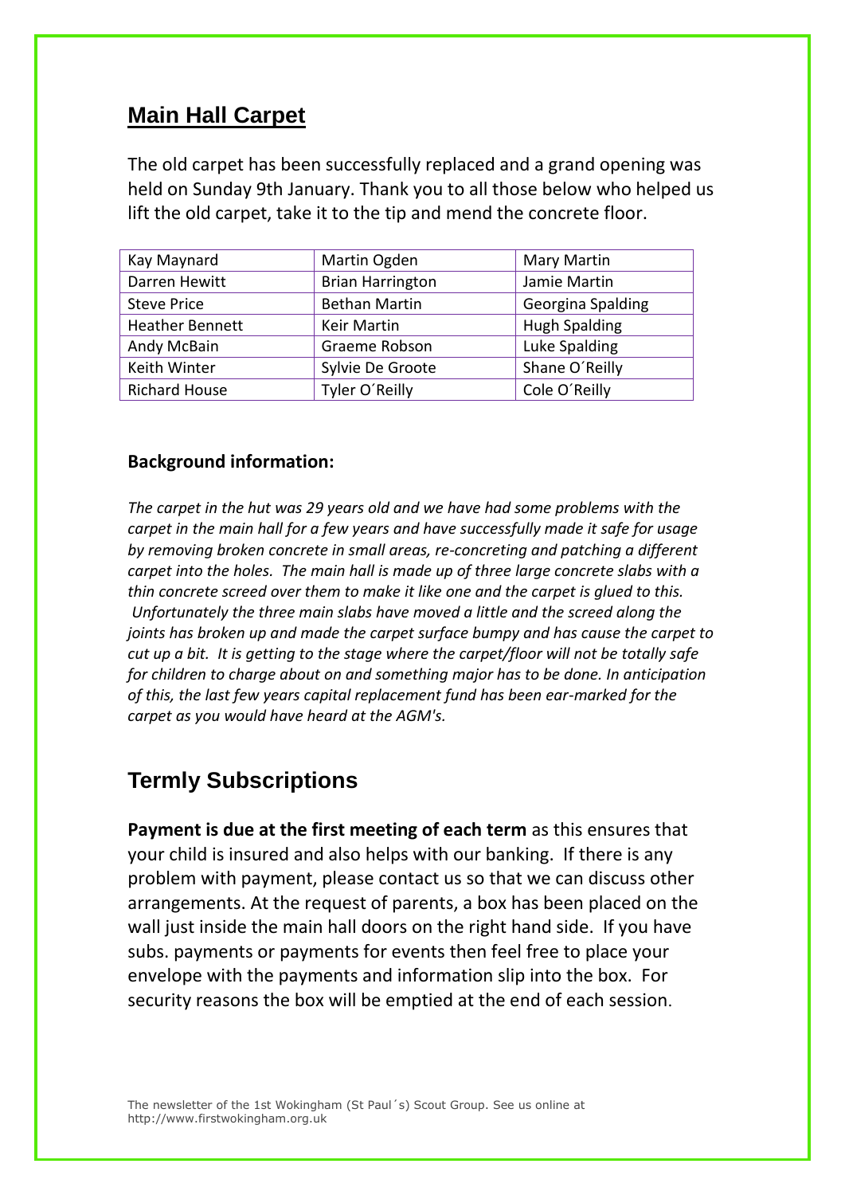## Main Hall Carpet

The old carpet has been successfully replaced and a grand opening was held on Sunday 9th January. Thank you to all those below who helped us lift the old carpet, take it to the tip and mend the concrete floor.

| | | |
|---|---|---|
| Kay Maynard | Martin Ogden | Mary Martin |
| Darren Hewitt | Brian Harrington | Jamie Martin |
| Steve Price | Bethan Martin | Georgina Spalding |
| Heather Bennett | Keir Martin | Hugh Spalding |
| Andy McBain | Graeme Robson | Luke Spalding |
| Keith Winter | Sylvie De Groote | Shane O´Reilly |
| Richard House | Tyler O´Reilly | Cole O´Reilly |

**Background information:**

*The carpet in the hut was 29 years old and we have had some problems with the carpet in the main hall for a few years and have successfully made it safe for usage by removing broken concrete in small areas, re-concreting and patching a different carpet into the holes. The main hall is made up of three large concrete slabs with a thin concrete screed over them to make it like one and the carpet is glued to this. Unfortunately the three main slabs have moved a little and the screed along the joints has broken up and made the carpet surface bumpy and has cause the carpet to cut up a bit. It is getting to the stage where the carpet/floor will not be totally safe for children to charge about on and something major has to be done. In anticipation of this, the last few years capital replacement fund has been ear-marked for the carpet as you would have heard at the AGM's.*

## Termly Subscriptions

**Payment is due at the first meeting of each term** as this ensures that your child is insured and also helps with our banking. If there is any problem with payment, please contact us so that we can discuss other arrangements. At the request of parents, a box has been placed on the wall just inside the main hall doors on the right hand side. If you have subs. payments or payments for events then feel free to place your envelope with the payments and information slip into the box. For security reasons the box will be emptied at the end of each session.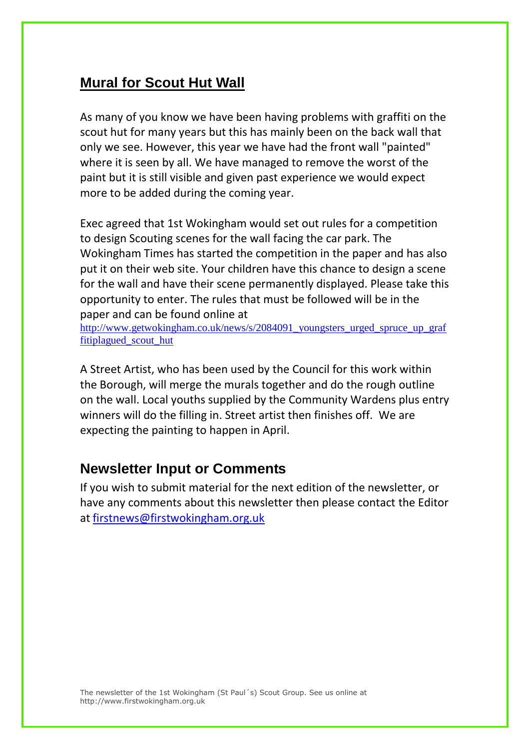## Mural for Scout Hut Wall

As many of you know we have been having problems with graffiti on the scout hut for many years but this has mainly been on the back wall that only we see. However, this year we have had the front wall "painted" where it is seen by all. We have managed to remove the worst of the paint but it is still visible and given past experience we would expect more to be added during the coming year.

Exec agreed that 1st Wokingham would set out rules for a competition to design Scouting scenes for the wall facing the car park. The Wokingham Times has started the competition in the paper and has also put it on their web site. Your children have this chance to design a scene for the wall and have their scene permanently displayed. Please take this opportunity to enter. The rules that must be followed will be in the paper and can be found online at http://www.getwokingham.co.uk/news/s/2084091_youngsters_urged_spruce_up_graffitiplagued_scout_hut

A Street Artist, who has been used by the Council for this work within the Borough, will merge the murals together and do the rough outline on the wall. Local youths supplied by the Community Wardens plus entry winners will do the filling in. Street artist then finishes off. We are expecting the painting to happen in April.

## Newsletter Input or Comments

If you wish to submit material for the next edition of the newsletter, or have any comments about this newsletter then please contact the Editor at firstnews@firstwokingham.org.uk